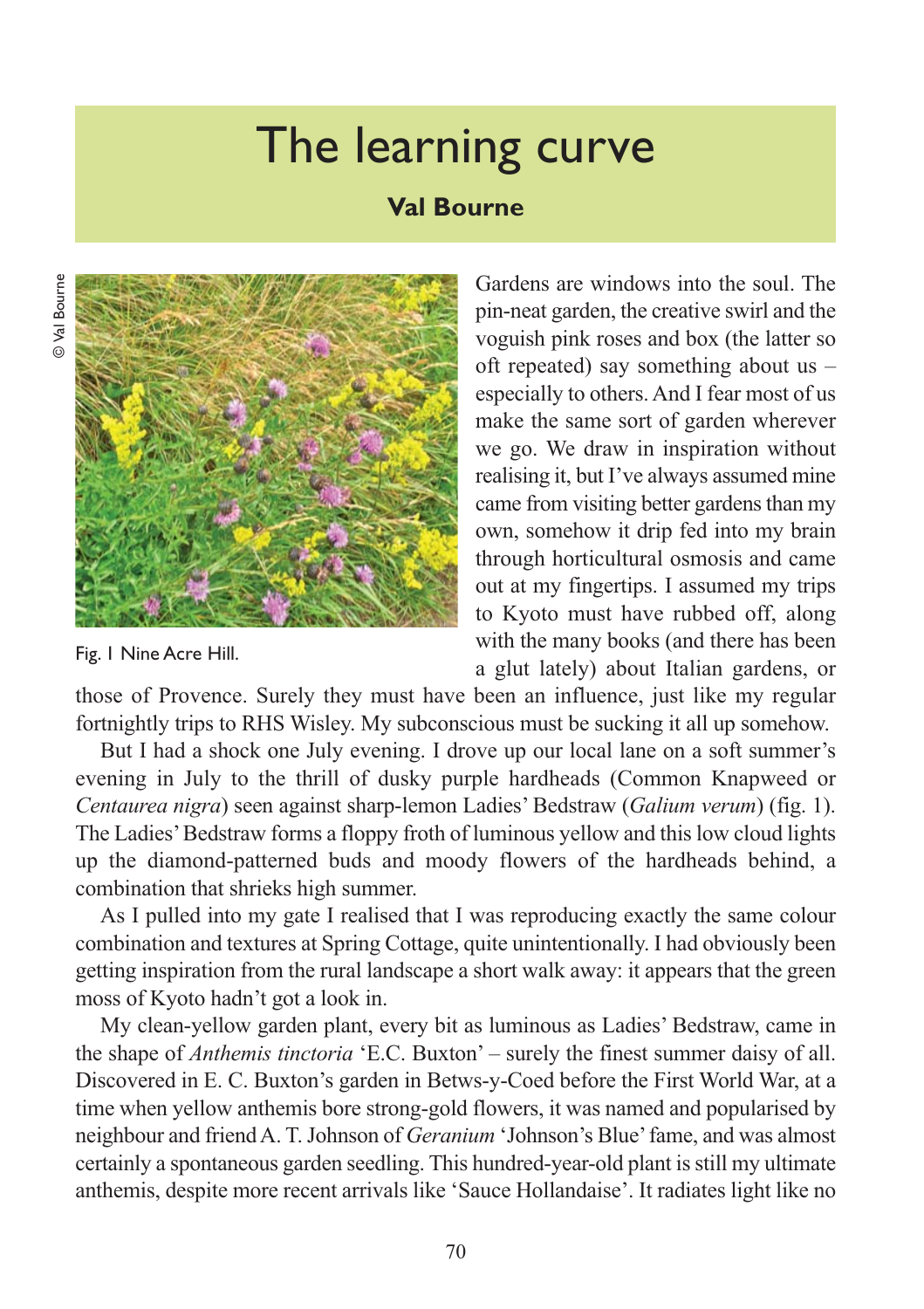# The learning curve

**Val Bourne**

© Val Bourne

Fig. 1 Nine Acre Hill.

Gardens are windows into the soul. The pin-neat garden, the creative swirl and the voguish pink roses and box (the latter so oft repeated) say something about us – especially to others. And I fear most of us make the same sort of garden wherever we go. We draw in inspiration without realising it, but I've always assumed mine came from visiting better gardens than my own, somehow it drip fed into my brain through horticultural osmosis and came out at my fingertips. I assumed my trips to Kyoto must have rubbed off, along with the many books (and there has been a glut lately) about Italian gardens, or those of Provence. Surely they must have been an influence, just like my regular fortnightly trips to RHS Wisley. My subconscious must be sucking it all up somehow.

But I had a shock one July evening. I drove up our local lane on a soft summer's evening in July to the thrill of dusky purple hardheads (Common Knapweed or *Centaurea nigra*) seen against sharp-lemon Ladies' Bedstraw (*Galium verum*) (fig. 1). The Ladies' Bedstraw forms a floppy froth of luminous yellow and this low cloud lights up the diamond-patterned buds and moody flowers of the hardheads behind, a combination that shrieks high summer.

As I pulled into my gate I realised that I was reproducing exactly the same colour combination and textures at Spring Cottage, quite unintentionally. I had obviously been getting inspiration from the rural landscape a short walk away: it appears that the green moss of Kyoto hadn't got a look in.

My clean-yellow garden plant, every bit as luminous as Ladies' Bedstraw, came in the shape of *Anthemis tinctoria* 'E.C. Buxton' – surely the finest summer daisy of all. Discovered in E. C. Buxton's garden in Betws-y-Coed before the First World War, at a time when yellow anthemis bore strong-gold flowers, it was named and popularised by neighbour and friend A. T. Johnson of *Geranium* 'Johnson's Blue' fame, and was almost certainly a spontaneous garden seedling. This hundred-year-old plant is still my ultimate anthemis, despite more recent arrivals like 'Sauce Hollandaise'. It radiates light like no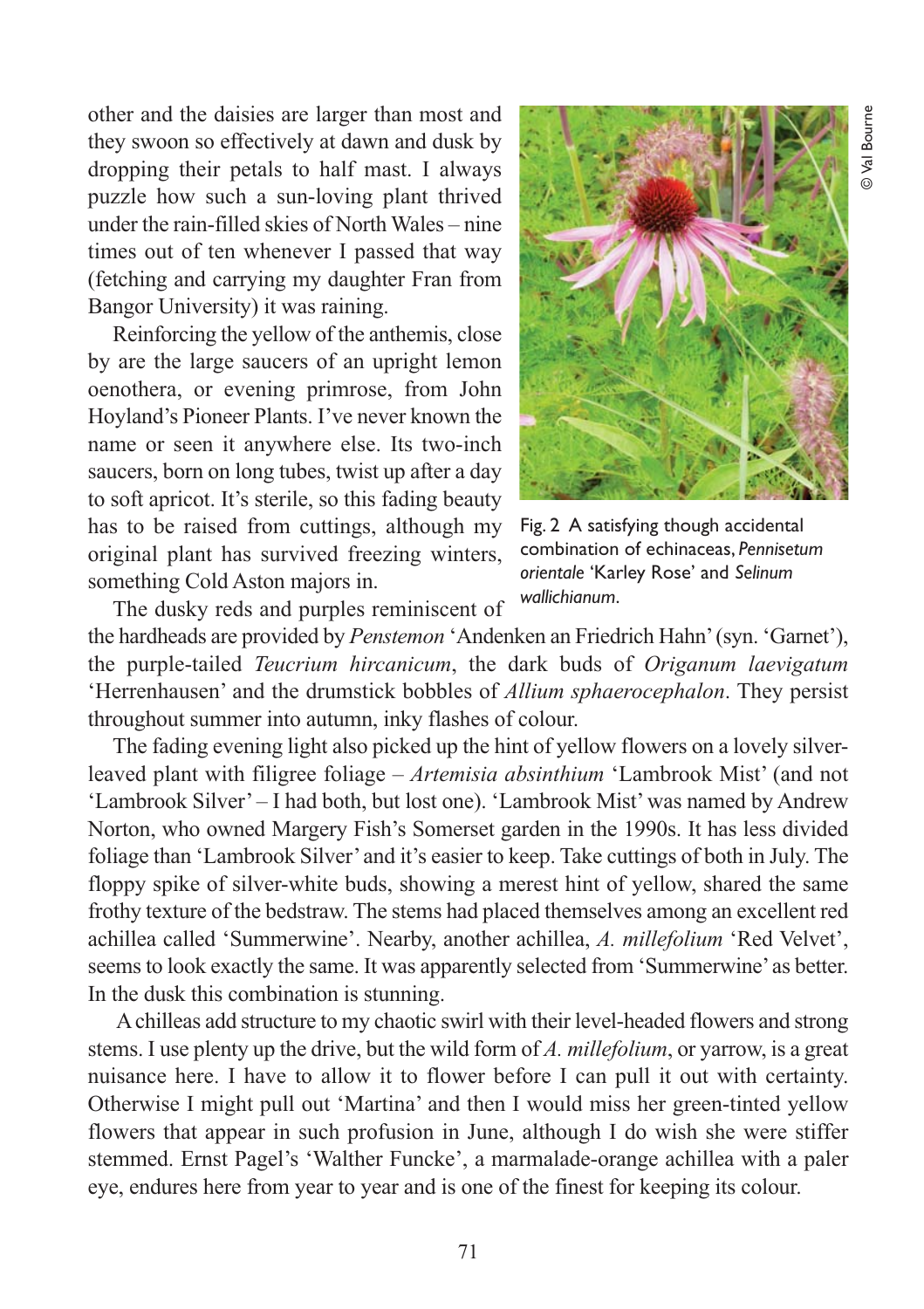other and the daisies are larger than most and they swoon so effectively at dawn and dusk by dropping their petals to half mast. I always puzzle how such a sun-loving plant thrived under the rain-filled skies of North Wales – nine times out of ten whenever I passed that way (fetching and carrying my daughter Fran from Bangor University) it was raining.

Reinforcing the yellow of the anthemis, close by are the large saucers of an upright lemon oenothera, or evening primrose, from John Hoyland's Pioneer Plants. I've never known the name or seen it anywhere else. Its two-inch saucers, born on long tubes, twist up after a day to soft apricot. It's sterile, so this fading beauty has to be raised from cuttings, although my original plant has survived freezing winters, something Cold Aston majors in.

Fig. 2 A satisfying though accidental combination of echinaceas, *Pennisetum orientale* 'Karley Rose' and *Selinum wallichianum*.

© Val Bourne

The dusky reds and purples reminiscent of the hardheads are provided by *Penstemon* 'Andenken an Friedrich Hahn' (syn. 'Garnet'), the purple-tailed *Teucrium hircanicum*, the dark buds of *Origanum laevigatum* 'Herrenhausen' and the drumstick bobbles of *Allium sphaerocephalon*. They persist throughout summer into autumn, inky flashes of colour.

The fading evening light also picked up the hint of yellow flowers on a lovely silver-leaved plant with filigree foliage – *Artemisia absinthium* 'Lambrook Mist' (and not 'Lambrook Silver' – I had both, but lost one). 'Lambrook Mist' was named by Andrew Norton, who owned Margery Fish's Somerset garden in the 1990s. It has less divided foliage than 'Lambrook Silver' and it's easier to keep. Take cuttings of both in July. The floppy spike of silver-white buds, showing a merest hint of yellow, shared the same frothy texture of the bedstraw. The stems had placed themselves among an excellent red achillea called 'Summerwine'. Nearby, another achillea, *A. millefolium* 'Red Velvet', seems to look exactly the same. It was apparently selected from 'Summerwine' as better. In the dusk this combination is stunning.

Achilleas add structure to my chaotic swirl with their level-headed flowers and strong stems. I use plenty up the drive, but the wild form of *A. millefolium*, or yarrow, is a great nuisance here. I have to allow it to flower before I can pull it out with certainty. Otherwise I might pull out 'Martina' and then I would miss her green-tinted yellow flowers that appear in such profusion in June, although I do wish she were stiffer stemmed. Ernst Pagel's 'Walther Funcke', a marmalade-orange achillea with a paler eye, endures here from year to year and is one of the finest for keeping its colour.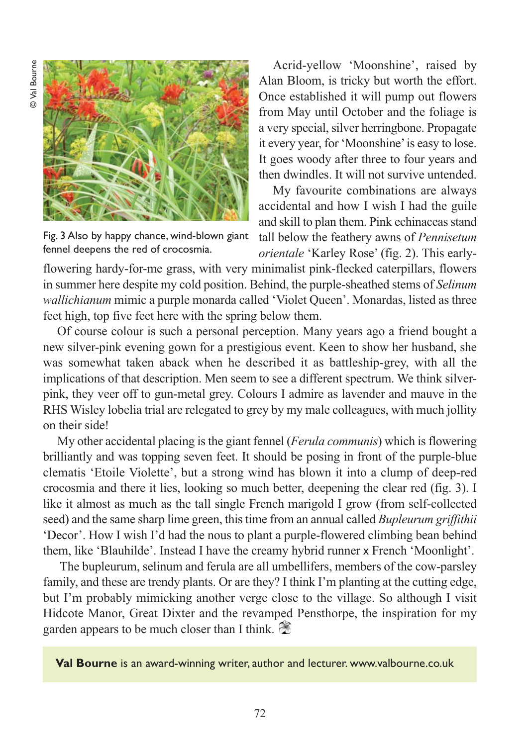Fig. 3 Also by happy chance, wind-blown giant fennel deepens the red of crocosmia.

Acrid-yellow 'Moonshine', raised by Alan Bloom, is tricky but worth the effort. Once established it will pump out flowers from May until October and the foliage is a very special, silver herringbone. Propagate it every year, for 'Moonshine' is easy to lose. It goes woody after three to four years and then dwindles. It will not survive untended.

My favourite combinations are always accidental and how I wish I had the guile and skill to plan them. Pink echinaceas stand tall below the feathery awns of *Pennisetum orientale* 'Karley Rose' (fig. 2). This early-flowering hardy-for-me grass, with very minimalist pink-flecked caterpillars, flowers in summer here despite my cold position. Behind, the purple-sheathed stems of *Selinum wallichianum* mimic a purple monarda called 'Violet Queen'. Monardas, listed as three feet high, top five feet here with the spring below them.

Of course colour is such a personal perception. Many years ago a friend bought a new silver-pink evening gown for a prestigious event. Keen to show her husband, she was somewhat taken aback when he described it as battleship-grey, with all the implications of that description. Men seem to see a different spectrum. We think silver-pink, they veer off to gun-metal grey. Colours I admire as lavender and mauve in the RHS Wisley lobelia trial are relegated to grey by my male colleagues, with much jollity on their side!

My other accidental placing is the giant fennel (*Ferula communis*) which is flowering brilliantly and was topping seven feet. It should be posing in front of the purple-blue clematis 'Etoile Violette', but a strong wind has blown it into a clump of deep-red crocosmia and there it lies, looking so much better, deepening the clear red (fig. 3). I like it almost as much as the tall single French marigold I grow (from self-collected seed) and the same sharp lime green, this time from an annual called *Bupleurum griffithii* 'Decor'. How I wish I'd had the nous to plant a purple-flowered climbing bean behind them, like 'Blauhilde'. Instead I have the creamy hybrid runner x French 'Moonlight'.

The bupleurum, selinum and ferula are all umbellifers, members of the cow-parsley family, and these are trendy plants. Or are they? I think I'm planting at the cutting edge, but I'm probably mimicking another verge close to the village. So although I visit Hidcote Manor, Great Dixter and the revamped Pensthorpe, the inspiration for my garden appears to be much closer than I think.

**Val Bourne** is an award-winning writer, author and lecturer. www.valbourne.co.uk